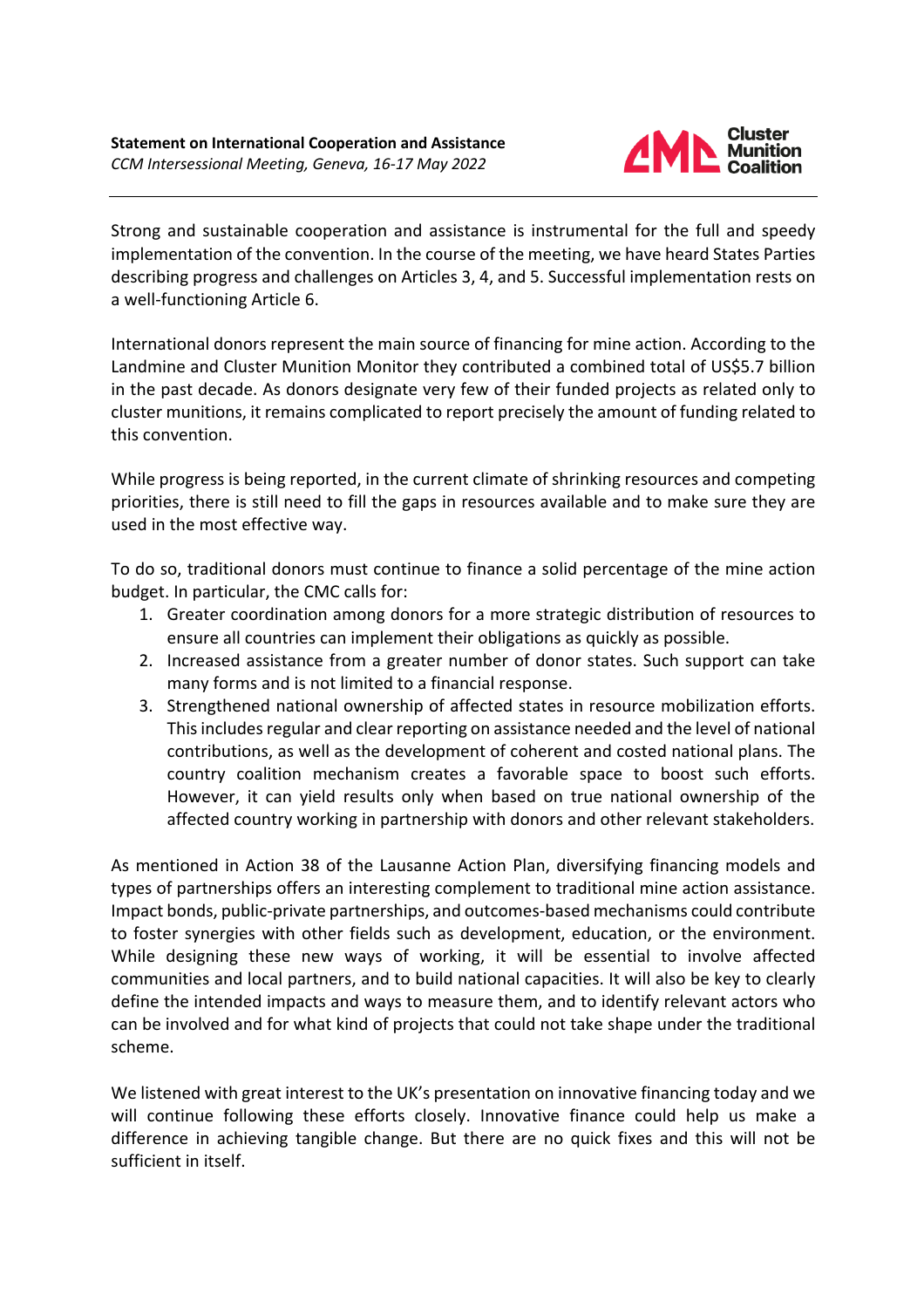**Statement on International Cooperation and Assistance**
*CCM Intersessional Meeting, Geneva, 16-17 May 2022*

Strong and sustainable cooperation and assistance is instrumental for the full and speedy implementation of the convention. In the course of the meeting, we have heard States Parties describing progress and challenges on Articles 3, 4, and 5. Successful implementation rests on a well-functioning Article 6.

International donors represent the main source of financing for mine action. According to the Landmine and Cluster Munition Monitor they contributed a combined total of US$5.7 billion in the past decade. As donors designate very few of their funded projects as related only to cluster munitions, it remains complicated to report precisely the amount of funding related to this convention.

While progress is being reported, in the current climate of shrinking resources and competing priorities, there is still need to fill the gaps in resources available and to make sure they are used in the most effective way.

To do so, traditional donors must continue to finance a solid percentage of the mine action budget. In particular, the CMC calls for:

1. Greater coordination among donors for a more strategic distribution of resources to ensure all countries can implement their obligations as quickly as possible.
2. Increased assistance from a greater number of donor states. Such support can take many forms and is not limited to a financial response.
3. Strengthened national ownership of affected states in resource mobilization efforts. This includes regular and clear reporting on assistance needed and the level of national contributions, as well as the development of coherent and costed national plans. The country coalition mechanism creates a favorable space to boost such efforts. However, it can yield results only when based on true national ownership of the affected country working in partnership with donors and other relevant stakeholders.

As mentioned in Action 38 of the Lausanne Action Plan, diversifying financing models and types of partnerships offers an interesting complement to traditional mine action assistance. Impact bonds, public-private partnerships, and outcomes-based mechanisms could contribute to foster synergies with other fields such as development, education, or the environment. While designing these new ways of working, it will be essential to involve affected communities and local partners, and to build national capacities. It will also be key to clearly define the intended impacts and ways to measure them, and to identify relevant actors who can be involved and for what kind of projects that could not take shape under the traditional scheme.

We listened with great interest to the UK's presentation on innovative financing today and we will continue following these efforts closely. Innovative finance could help us make a difference in achieving tangible change. But there are no quick fixes and this will not be sufficient in itself.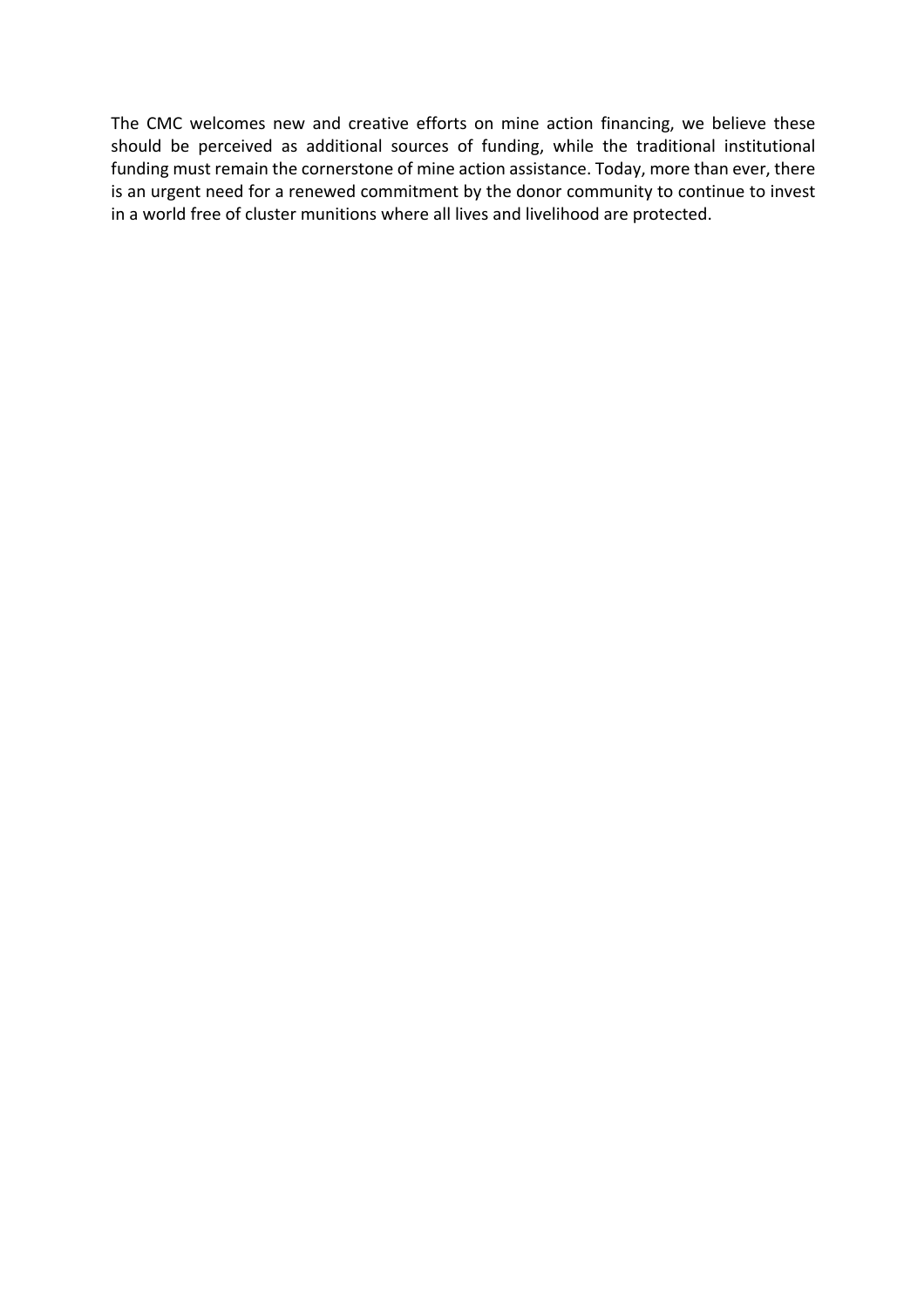The CMC welcomes new and creative efforts on mine action financing, we believe these should be perceived as additional sources of funding, while the traditional institutional funding must remain the cornerstone of mine action assistance. Today, more than ever, there is an urgent need for a renewed commitment by the donor community to continue to invest in a world free of cluster munitions where all lives and livelihood are protected.